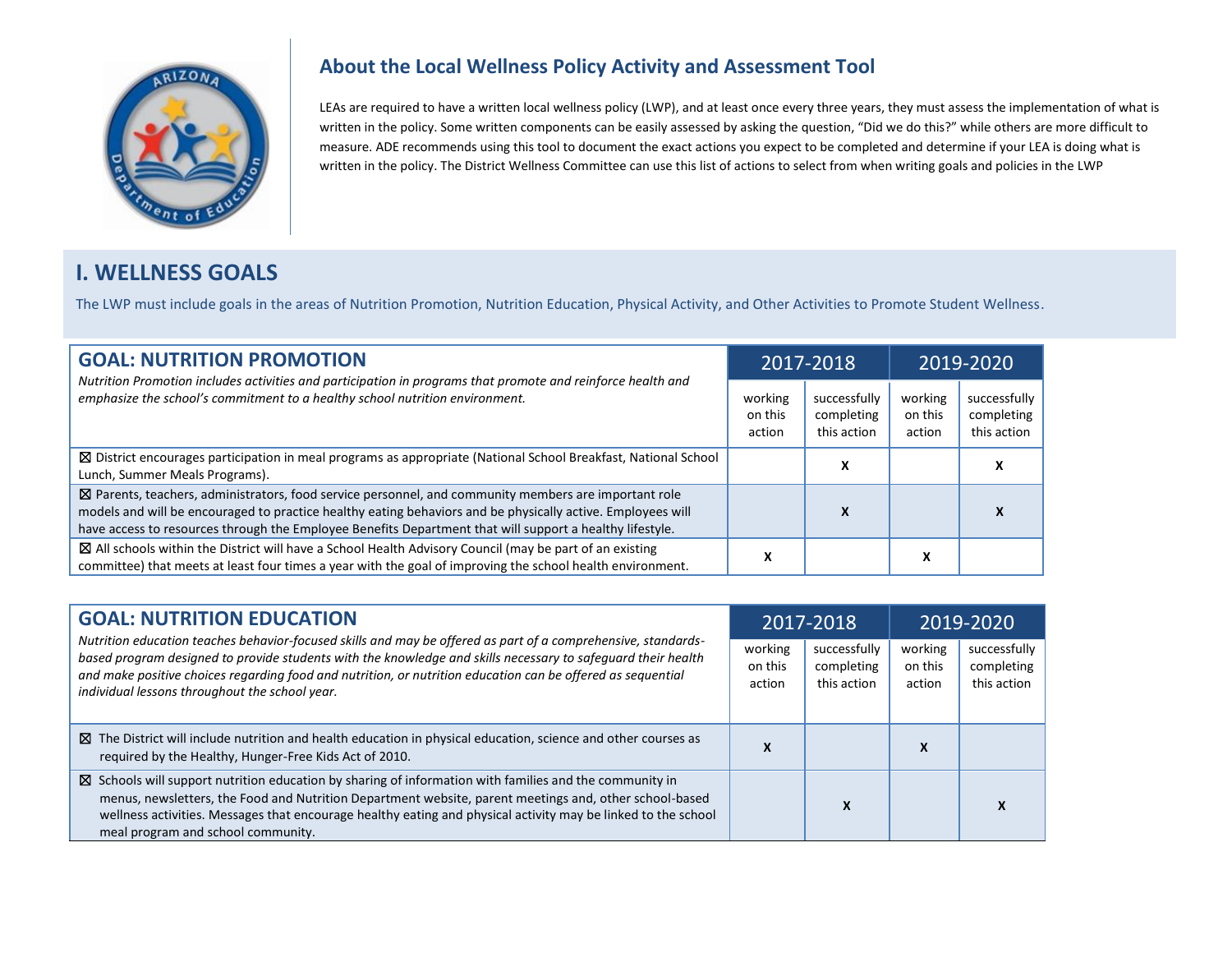## About the Local Wellness Policy Activity and Assessment Tool

LEAs are required to have a written local wellness policy (LWP), and at least once every three years, they must assess the implementation of what is written in the policy. Some written components can be easily assessed by asking the question, "Did we do this?" while others are more difficult to measure. ADE recommends using this tool to document the exact actions you expect to be completed and determine if your LEA is doing what is written in the policy. The District Wellness Committee can use this list of actions to select from when writing goals and policies in the LWP

# I. WELLNESS GOALS

The LWP must include goals in the areas of Nutrition Promotion, Nutrition Education, Physical Activity, and Other Activities to Promote Student Wellness.

| **GOAL: NUTRITION PROMOTION** *Nutrition Promotion includes activities and participation in programs that promote and reinforce health and emphasize the school's commitment to a healthy school nutrition environment.* | 2017-2018 | | 2019-2020 | |
|---|---|---|---|---|
| | working on this action | successfully completing this action | working on this action | successfully completing this action |
| ☒ District encourages participation in meal programs as appropriate (National School Breakfast, National School Lunch, Summer Meals Programs). | | X | | X |
| ☒ Parents, teachers, administrators, food service personnel, and community members are important role models and will be encouraged to practice healthy eating behaviors and be physically active. Employees will have access to resources through the Employee Benefits Department that will support a healthy lifestyle. | | X | | X |
| ☒ All schools within the District will have a School Health Advisory Council (may be part of an existing committee) that meets at least four times a year with the goal of improving the school health environment. | X | | X | |

| **GOAL: NUTRITION EDUCATION** *Nutrition education teaches behavior-focused skills and may be offered as part of a comprehensive, standards-based program designed to provide students with the knowledge and skills necessary to safeguard their health and make positive choices regarding food and nutrition, or nutrition education can be offered as sequential individual lessons throughout the school year.* | 2017-2018 | | 2019-2020 | |
|---|---|---|---|---|
| | working on this action | successfully completing this action | working on this action | successfully completing this action |
| ☒ The District will include nutrition and health education in physical education, science and other courses as required by the Healthy, Hunger-Free Kids Act of 2010. | X | | X | |
| ☒ Schools will support nutrition education by sharing of information with families and the community in menus, newsletters, the Food and Nutrition Department website, parent meetings and, other school-based wellness activities. Messages that encourage healthy eating and physical activity may be linked to the school meal program and school community. | | X | | X |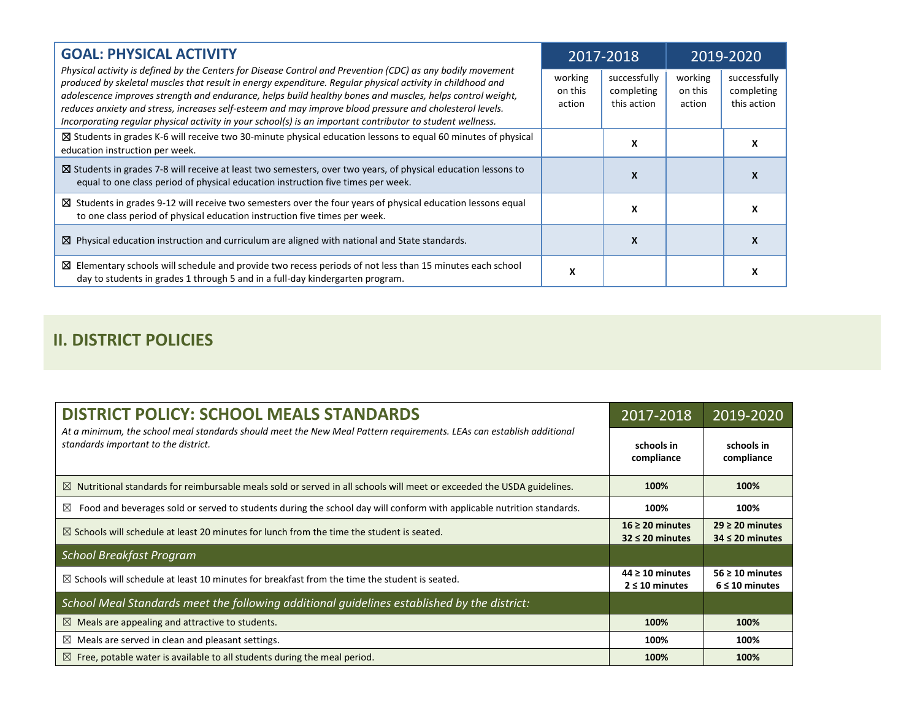| **GOAL: PHYSICAL ACTIVITY** *Physical activity is defined by the Centers for Disease Control and Prevention (CDC) as any bodily movement produced by skeletal muscles that result in energy expenditure. Regular physical activity in childhood and adolescence improves strength and endurance, helps build healthy bones and muscles, helps control weight, reduces anxiety and stress, increases self-esteem and may improve blood pressure and cholesterol levels. Incorporating regular physical activity in your school(s) is an important contributor to student wellness.* | 2017-2018 | | 2019-2020 | |
|---|---|---|---|---|
| | working on this action | successfully completing this action | working on this action | successfully completing this action |
| ☒ Students in grades K-6 will receive two 30-minute physical education lessons to equal 60 minutes of physical education instruction per week. | | X | | X |
| ☒ Students in grades 7-8 will receive at least two semesters, over two years, of physical education lessons to equal to one class period of physical education instruction five times per week. | | X | | X |
| ☒ Students in grades 9-12 will receive two semesters over the four years of physical education lessons equal to one class period of physical education instruction five times per week. | | X | | X |
| ☒ Physical education instruction and curriculum are aligned with national and State standards. | | X | | X |
| ☒ Elementary schools will schedule and provide two recess periods of not less than 15 minutes each school day to students in grades 1 through 5 and in a full-day kindergarten program. | X | | | X |

## II. DISTRICT POLICIES

| **DISTRICT POLICY: SCHOOL MEALS STANDARDS** *At a minimum, the school meal standards should meet the New Meal Pattern requirements. LEAs can establish additional standards important to the district.* | 2017-2018 | 2019-2020 |
|---|---|---|
| | **schools in compliance** | **schools in compliance** |
| ☒ Nutritional standards for reimbursable meals sold or served in all schools will meet or exceeded the USDA guidelines. | **100%** | **100%** |
| ☒ Food and beverages sold or served to students during the school day will conform with applicable nutrition standards. | **100%** | **100%** |
| ☒ Schools will schedule at least 20 minutes for lunch from the time the student is seated. | **16 ≥ 20 minutes** **32 ≤ 20 minutes** | **29 ≥ 20 minutes** **34 ≤ 20 minutes** |
| *School Breakfast Program* | | |
| ☒ Schools will schedule at least 10 minutes for breakfast from the time the student is seated. | **44 ≥ 10 minutes** **2 ≤ 10 minutes** | **56 ≥ 10 minutes** **6 ≤ 10 minutes** |
| *School Meal Standards meet the following additional guidelines established by the district:* | | |
| ☒ Meals are appealing and attractive to students. | **100%** | **100%** |
| ☒ Meals are served in clean and pleasant settings. | **100%** | **100%** |
| ☒ Free, potable water is available to all students during the meal period. | **100%** | **100%** |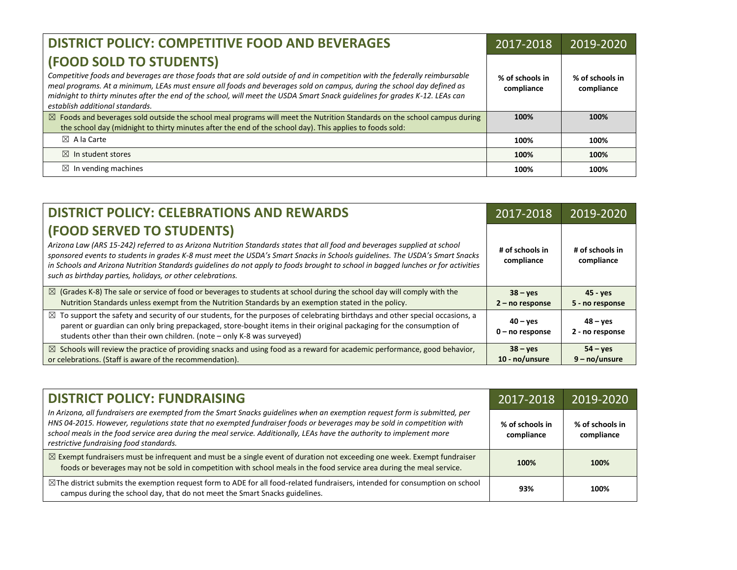| **DISTRICT POLICY: COMPETITIVE FOOD AND BEVERAGES (FOOD SOLD TO STUDENTS)** *Competitive foods and beverages are those foods that are sold outside of and in competition with the federally reimbursable meal programs. At a minimum, LEAs must ensure all foods and beverages sold on campus, during the school day defined as midnight to thirty minutes after the end of the school, will meet the USDA Smart Snack guidelines for grades K-12. LEAs can establish additional standards.* | 2017-2018 **% of schools in compliance** | 2019-2020 **% of schools in compliance** |
|---|---|---|
| ☒ Foods and beverages sold outside the school meal programs will meet the Nutrition Standards on the school campus during the school day (midnight to thirty minutes after the end of the school day). This applies to foods sold: | **100%** | **100%** |
| ☒ A la Carte | **100%** | **100%** |
| ☒ In student stores | **100%** | **100%** |
| ☒ In vending machines | **100%** | **100%** |

| **DISTRICT POLICY: CELEBRATIONS AND REWARDS (FOOD SERVED TO STUDENTS)** *Arizona Law (ARS 15-242) referred to as Arizona Nutrition Standards states that all food and beverages supplied at school sponsored events to students in grades K-8 must meet the USDA's Smart Snacks in Schools guidelines. The USDA's Smart Snacks in Schools and Arizona Nutrition Standards guidelines do not apply to foods brought to school in bagged lunches or for activities such as birthday parties, holidays, or other celebrations.* | 2017-2018 **# of schools in compliance** | 2019-2020 **# of schools in compliance** |
|---|---|---|
| ☒ (Grades K-8) The sale or service of food or beverages to students at school during the school day will comply with the Nutrition Standards unless exempt from the Nutrition Standards by an exemption stated in the policy. | **38 – yes** **2 – no response** | **45 - yes** **5 - no response** |
| ☒ To support the safety and security of our students, for the purposes of celebrating birthdays and other special occasions, a parent or guardian can only bring prepackaged, store-bought items in their original packaging for the consumption of students other than their own children. (note – only K-8 was surveyed) | **40 – yes** **0 – no response** | **48 – yes** **2 - no response** |
| ☒ Schools will review the practice of providing snacks and using food as a reward for academic performance, good behavior, or celebrations. (Staff is aware of the recommendation). | **38 – yes** **10 - no/unsure** | **54 – yes** **9 – no/unsure** |

| **DISTRICT POLICY: FUNDRAISING** *In Arizona, all fundraisers are exempted from the Smart Snacks guidelines when an exemption request form is submitted, per HNS 04-2015. However, regulations state that no exempted fundraiser foods or beverages may be sold in competition with school meals in the food service area during the meal service. Additionally, LEAs have the authority to implement more restrictive fundraising food standards.* | 2017-2018 **% of schools in compliance** | 2019-2020 **% of schools in compliance** |
|---|---|---|
| ☒ Exempt fundraisers must be infrequent and must be a single event of duration not exceeding one week. Exempt fundraiser foods or beverages may not be sold in competition with school meals in the food service area during the meal service. | **100%** | **100%** |
| ☒The district submits the exemption request form to ADE for all food-related fundraisers, intended for consumption on school campus during the school day, that do not meet the Smart Snacks guidelines. | **93%** | **100%** |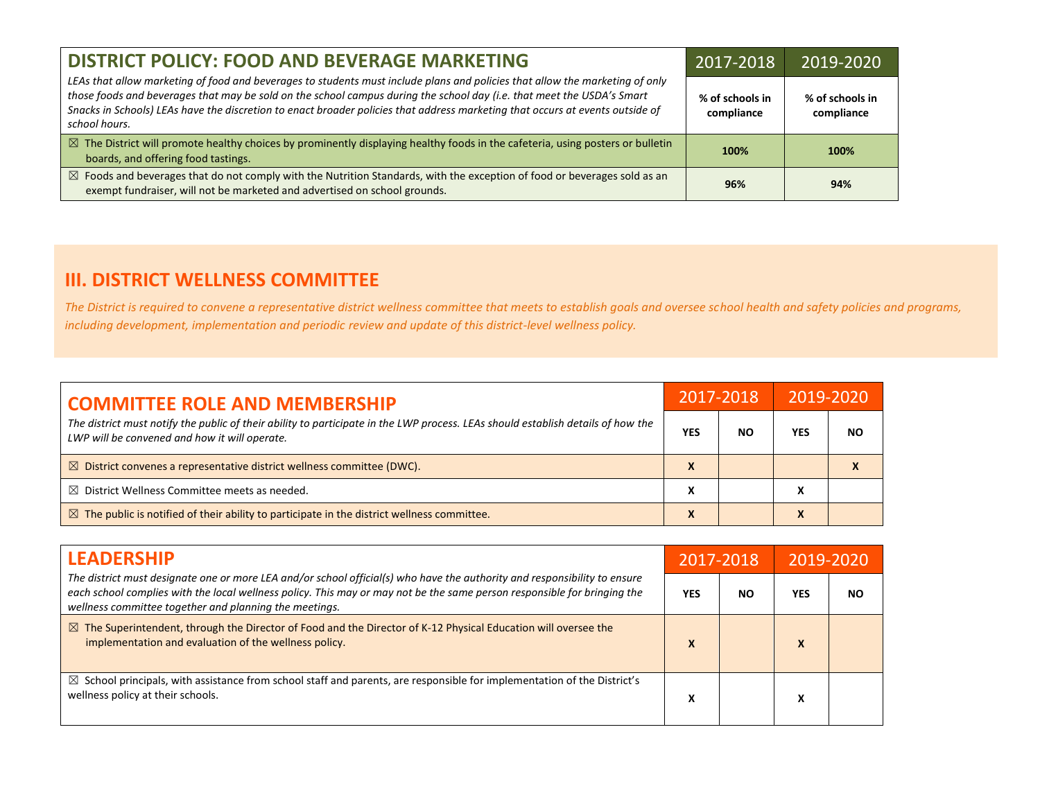| **DISTRICT POLICY: FOOD AND BEVERAGE MARKETING** *LEAs that allow marketing of food and beverages to students must include plans and policies that allow the marketing of only those foods and beverages that may be sold on the school campus during the school day (i.e. that meet the USDA's Smart Snacks in Schools) LEAs have the discretion to enact broader policies that address marketing that occurs at events outside of school hours.* | 2017-2018 | 2019-2020 |
|---|---|---|
| | **% of schools in compliance** | **% of schools in compliance** |
| ☒ The District will promote healthy choices by prominently displaying healthy foods in the cafeteria, using posters or bulletin boards, and offering food tastings. | **100%** | **100%** |
| ☒ Foods and beverages that do not comply with the Nutrition Standards, with the exception of food or beverages sold as an exempt fundraiser, will not be marketed and advertised on school grounds. | **96%** | **94%** |

## III. DISTRICT WELLNESS COMMITTEE

*The District is required to convene a representative district wellness committee that meets to establish goals and oversee school health and safety policies and programs, including development, implementation and periodic review and update of this district-level wellness policy.*

| **COMMITTEE ROLE AND MEMBERSHIP** *The district must notify the public of their ability to participate in the LWP process. LEAs should establish details of how the LWP will be convened and how it will operate.* | 2017-2018 | | 2019-2020 | |
|---|---|---|---|---|
| | **YES** | **NO** | **YES** | **NO** |
| ☒ District convenes a representative district wellness committee (DWC). | **X** | | | **X** |
| ☒ District Wellness Committee meets as needed. | **X** | | **X** | |
| ☒ The public is notified of their ability to participate in the district wellness committee. | **X** | | **X** | |

| **LEADERSHIP** *The district must designate one or more LEA and/or school official(s) who have the authority and responsibility to ensure each school complies with the local wellness policy. This may or may not be the same person responsible for bringing the wellness committee together and planning the meetings.* | 2017-2018 | | 2019-2020 | |
|---|---|---|---|---|
| | **YES** | **NO** | **YES** | **NO** |
| ☒ The Superintendent, through the Director of Food and the Director of K-12 Physical Education will oversee the implementation and evaluation of the wellness policy. | **X** | | **X** | |
| ☒ School principals, with assistance from school staff and parents, are responsible for implementation of the District's wellness policy at their schools. | **X** | | **X** | |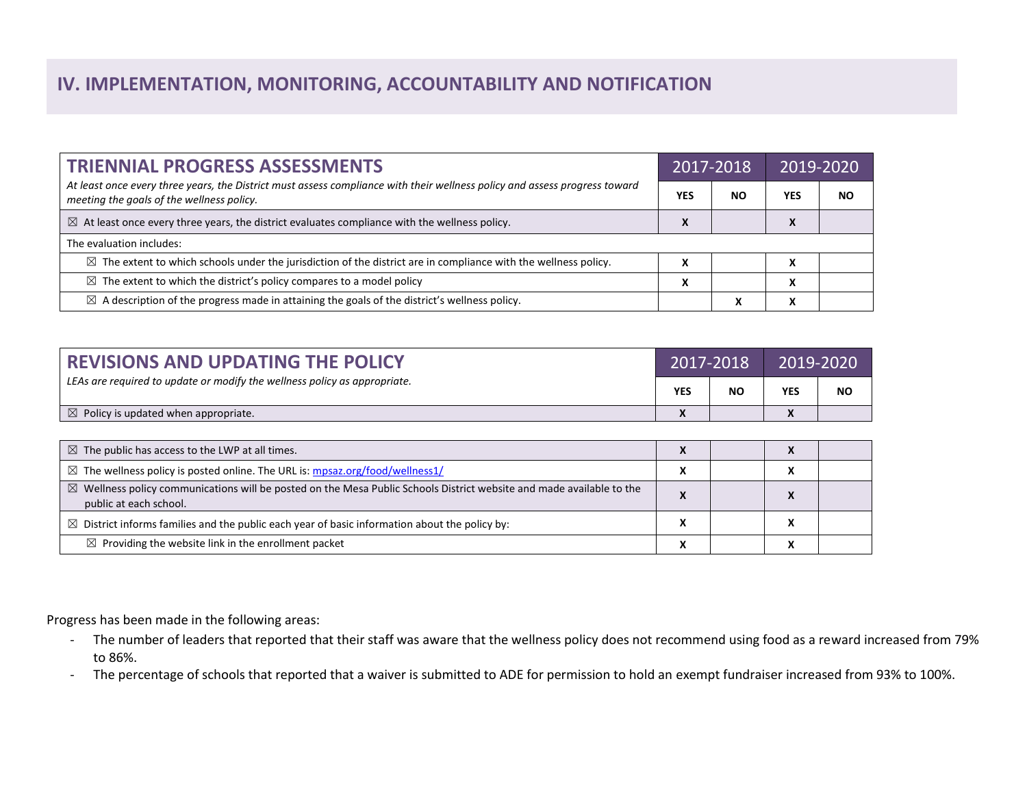## IV. IMPLEMENTATION, MONITORING, ACCOUNTABILITY AND NOTIFICATION

| **TRIENNIAL PROGRESS ASSESSMENTS** *At least once every three years, the District must assess compliance with their wellness policy and assess progress toward meeting the goals of the wellness policy.* | 2017-2018 | | 2019-2020 | |
|---|---|---|---|---|
| | **YES** | **NO** | **YES** | **NO** |
| ☒ At least once every three years, the district evaluates compliance with the wellness policy. | **X** | | **X** | |
| The evaluation includes: | | | | |
| ☒ The extent to which schools under the jurisdiction of the district are in compliance with the wellness policy. | **X** | | **X** | |
| ☒ The extent to which the district's policy compares to a model policy | **X** | | **X** | |
| ☒ A description of the progress made in attaining the goals of the district's wellness policy. | | **X** | **X** | |

| **REVISIONS AND UPDATING THE POLICY** *LEAs are required to update or modify the wellness policy as appropriate.* | 2017-2018 | | 2019-2020 | |
|---|---|---|---|---|
| | **YES** | **NO** | **YES** | **NO** |
| ☒ Policy is updated when appropriate. | **X** | | **X** | |

| | | | | |
|---|---|---|---|---|
| ☒ The public has access to the LWP at all times. | **X** | | **X** | |
| ☒ The wellness policy is posted online. The URL is: [mpsaz.org/food/wellness1/](mpsaz.org/food/wellness1/) | **X** | | **X** | |
| ☒ Wellness policy communications will be posted on the Mesa Public Schools District website and made available to the public at each school. | **X** | | **X** | |
| ☒ District informs families and the public each year of basic information about the policy by: | **X** | | **X** | |
| ☒ Providing the website link in the enrollment packet | **X** | | **X** | |

Progress has been made in the following areas:

- The number of leaders that reported that their staff was aware that the wellness policy does not recommend using food as a reward increased from 79% to 86%.
- The percentage of schools that reported that a waiver is submitted to ADE for permission to hold an exempt fundraiser increased from 93% to 100%.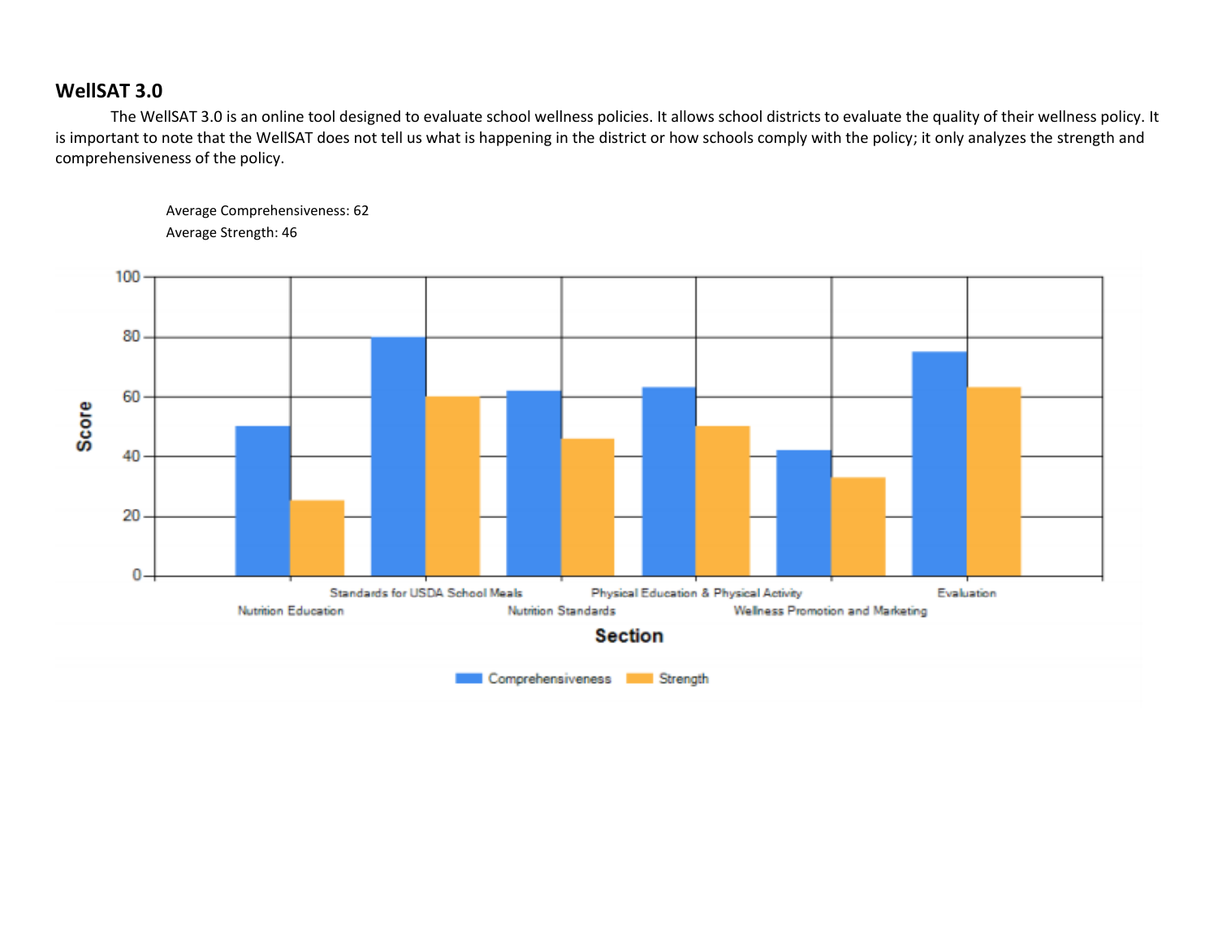## WellSAT 3.0

The WellSAT 3.0 is an online tool designed to evaluate school wellness policies. It allows school districts to evaluate the quality of their wellness policy. It is important to note that the WellSAT does not tell us what is happening in the district or how schools comply with the policy; it only analyzes the strength and comprehensiveness of the policy.

Average Comprehensiveness: 62

Average Strength: 46

Score

100
80
60
40
20
0

Nutrition Education
Standards for USDA School Meals
Nutrition Standards
Physical Education & Physical Activity
Wellness Promotion and Marketing
Evaluation

Section

Comprehensiveness
Strength